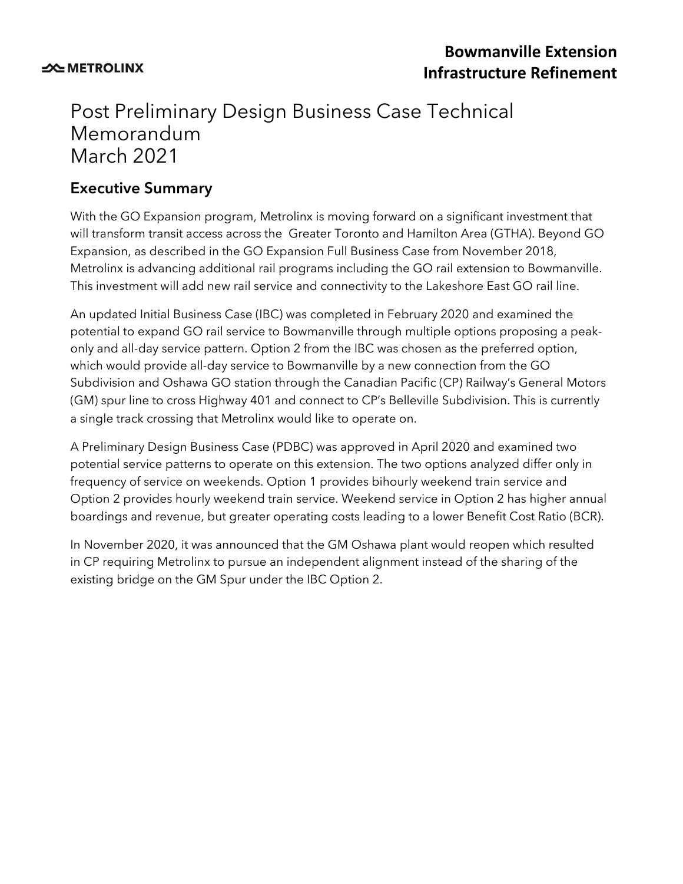METROLINX

**Bowmanville Extension Infrastructure Refinement**

# Post Preliminary Design Business Case Technical Memorandum
# March 2021

## Executive Summary

With the GO Expansion program, Metrolinx is moving forward on a significant investment that will transform transit access across the Greater Toronto and Hamilton Area (GTHA). Beyond GO Expansion, as described in the GO Expansion Full Business Case from November 2018, Metrolinx is advancing additional rail programs including the GO rail extension to Bowmanville. This investment will add new rail service and connectivity to the Lakeshore East GO rail line.

An updated Initial Business Case (IBC) was completed in February 2020 and examined the potential to expand GO rail service to Bowmanville through multiple options proposing a peak-only and all-day service pattern. Option 2 from the IBC was chosen as the preferred option, which would provide all-day service to Bowmanville by a new connection from the GO Subdivision and Oshawa GO station through the Canadian Pacific (CP) Railway's General Motors (GM) spur line to cross Highway 401 and connect to CP's Belleville Subdivision. This is currently a single track crossing that Metrolinx would like to operate on.

A Preliminary Design Business Case (PDBC) was approved in April 2020 and examined two potential service patterns to operate on this extension. The two options analyzed differ only in frequency of service on weekends. Option 1 provides bihourly weekend train service and Option 2 provides hourly weekend train service. Weekend service in Option 2 has higher annual boardings and revenue, but greater operating costs leading to a lower Benefit Cost Ratio (BCR).

In November 2020, it was announced that the GM Oshawa plant would reopen which resulted in CP requiring Metrolinx to pursue an independent alignment instead of the sharing of the existing bridge on the GM Spur under the IBC Option 2.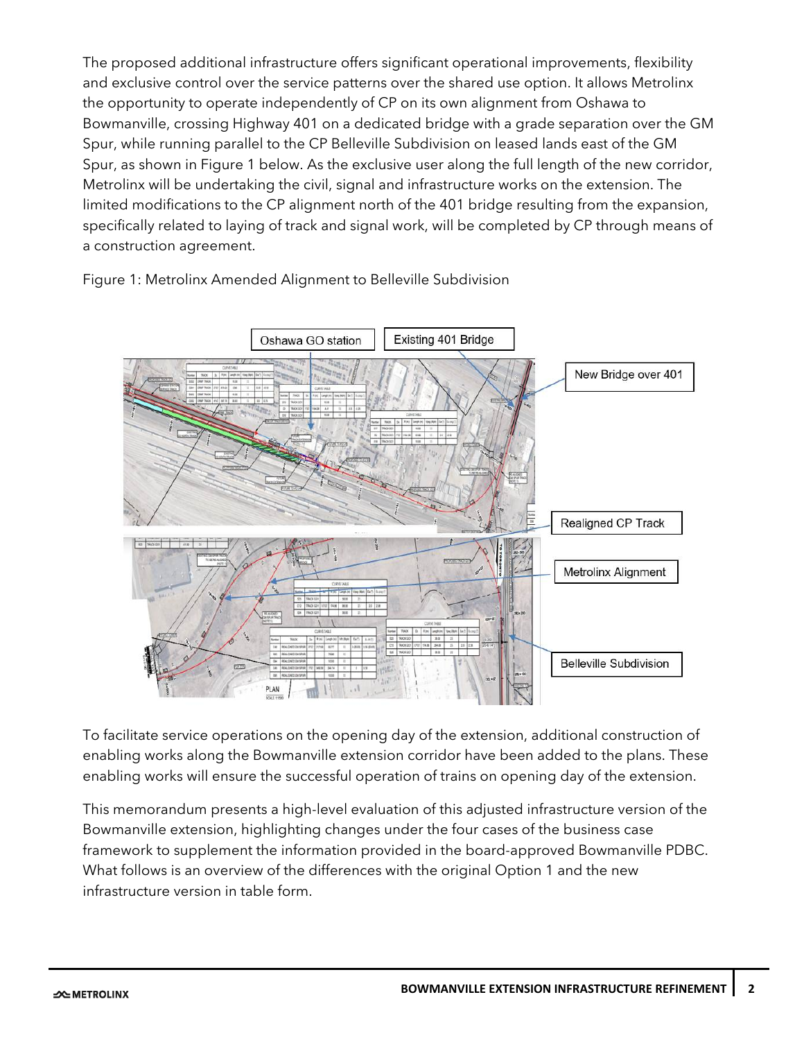The proposed additional infrastructure offers significant operational improvements, flexibility and exclusive control over the service patterns over the shared use option. It allows Metrolinx the opportunity to operate independently of CP on its own alignment from Oshawa to Bowmanville, crossing Highway 401 on a dedicated bridge with a grade separation over the GM Spur, while running parallel to the CP Belleville Subdivision on leased lands east of the GM Spur, as shown in Figure 1 below. As the exclusive user along the full length of the new corridor, Metrolinx will be undertaking the civil, signal and infrastructure works on the extension. The limited modifications to the CP alignment north of the 401 bridge resulting from the expansion, specifically related to laying of track and signal work, will be completed by CP through means of a construction agreement.

Figure 1: Metrolinx Amended Alignment to Belleville Subdivision

Oshawa GO station

Existing 401 Bridge

New Bridge over 401

Realigned CP Track

Metrolinx Alignment

Belleville Subdivision

To facilitate service operations on the opening day of the extension, additional construction of enabling works along the Bowmanville extension corridor have been added to the plans. These enabling works will ensure the successful operation of trains on opening day of the extension.

This memorandum presents a high-level evaluation of this adjusted infrastructure version of the Bowmanville extension, highlighting changes under the four cases of the business case framework to supplement the information provided in the board-approved Bowmanville PDBC. What follows is an overview of the differences with the original Option 1 and the new infrastructure version in table form.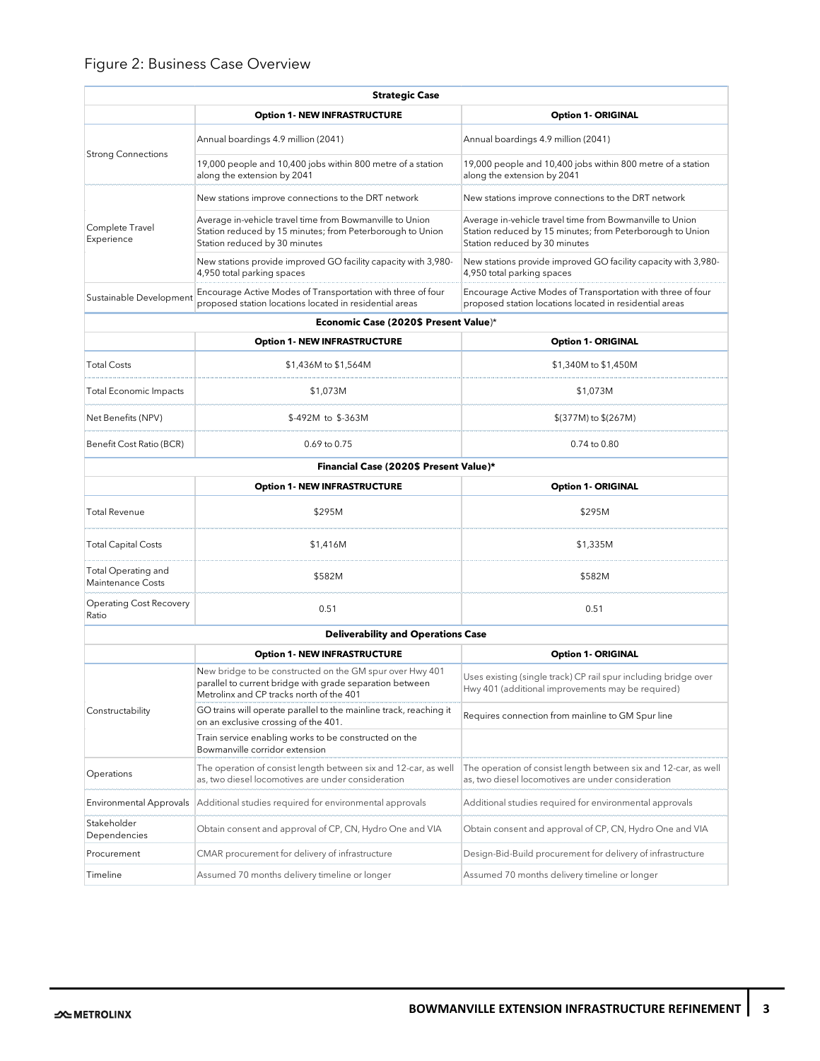## Figure 2: Business Case Overview

| Strategic Case | | |
|---|---|---|
| | **Option 1- NEW INFRASTRUCTURE** | **Option 1- ORIGINAL** |
| Strong Connections | Annual boardings 4.9 million (2041) | Annual boardings 4.9 million (2041) |
| | 19,000 people and 10,400 jobs within 800 metre of a station along the extension by 2041 | 19,000 people and 10,400 jobs within 800 metre of a station along the extension by 2041 |
| Complete Travel Experience | New stations improve connections to the DRT network | New stations improve connections to the DRT network |
| | Average in-vehicle travel time from Bowmanville to Union Station reduced by 15 minutes; from Peterborough to Union Station reduced by 30 minutes | Average in-vehicle travel time from Bowmanville to Union Station reduced by 15 minutes; from Peterborough to Union Station reduced by 30 minutes |
| | New stations provide improved GO facility capacity with 3,980-4,950 total parking spaces | New stations provide improved GO facility capacity with 3,980-4,950 total parking spaces |
| Sustainable Development | Encourage Active Modes of Transportation with three of four proposed station locations located in residential areas | Encourage Active Modes of Transportation with three of four proposed station locations located in residential areas |
| **Economic Case (2020$ Present Value)*** | | |
| | **Option 1- NEW INFRASTRUCTURE** | **Option 1- ORIGINAL** |
| Total Costs | $1,436M to $1,564M | $1,340M to $1,450M |
| Total Economic Impacts | $1,073M | $1,073M |
| Net Benefits (NPV) | $-492M to $-363M | $(377M) to $(267M) |
| Benefit Cost Ratio (BCR) | 0.69 to 0.75 | 0.74 to 0.80 |
| **Financial Case (2020$ Present Value)*** | | |
| | **Option 1- NEW INFRASTRUCTURE** | **Option 1- ORIGINAL** |
| Total Revenue | $295M | $295M |
| Total Capital Costs | $1,416M | $1,335M |
| Total Operating and Maintenance Costs | $582M | $582M |
| Operating Cost Recovery Ratio | 0.51 | 0.51 |
| **Deliverability and Operations Case** | | |
| | **Option 1- NEW INFRASTRUCTURE** | **Option 1- ORIGINAL** |
| Constructability | New bridge to be constructed on the GM spur over Hwy 401 parallel to current bridge with grade separation between Metrolinx and CP tracks north of the 401 | Uses existing (single track) CP rail spur including bridge over Hwy 401 (additional improvements may be required) |
| | GO trains will operate parallel to the mainline track, reaching it on an exclusive crossing of the 401. | Requires connection from mainline to GM Spur line |
| | Train service enabling works to be constructed on the Bowmanville corridor extension | |
| Operations | The operation of consist length between six and 12-car, as well as, two diesel locomotives are under consideration | The operation of consist length between six and 12-car, as well as, two diesel locomotives are under consideration |
| Environmental Approvals | Additional studies required for environmental approvals | Additional studies required for environmental approvals |
| Stakeholder Dependencies | Obtain consent and approval of CP, CN, Hydro One and VIA | Obtain consent and approval of CP, CN, Hydro One and VIA |
| Procurement | CMAR procurement for delivery of infrastructure | Design-Bid-Build procurement for delivery of infrastructure |
| Timeline | Assumed 70 months delivery timeline or longer | Assumed 70 months delivery timeline or longer |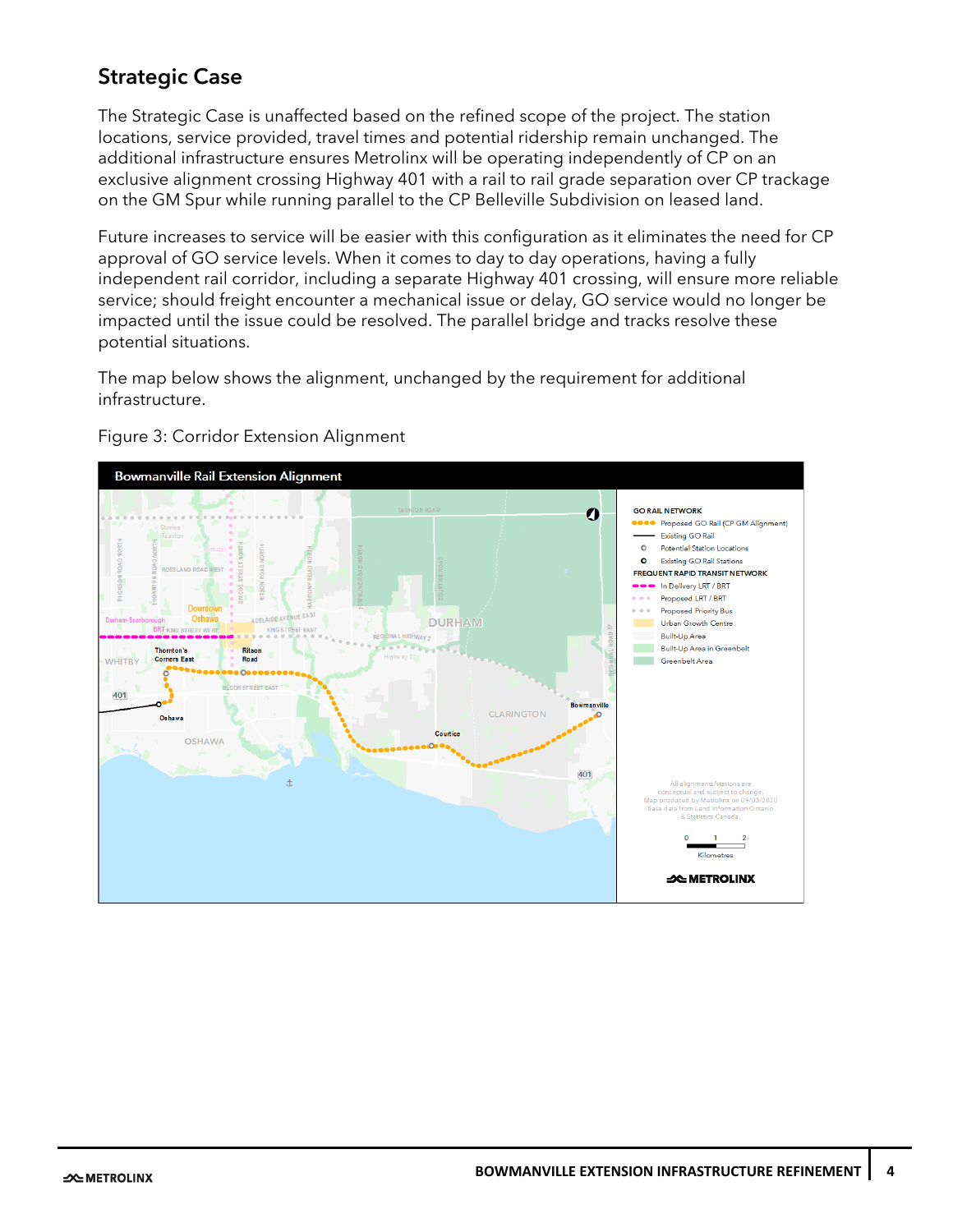## Strategic Case

The Strategic Case is unaffected based on the refined scope of the project. The station locations, service provided, travel times and potential ridership remain unchanged. The additional infrastructure ensures Metrolinx will be operating independently of CP on an exclusive alignment crossing Highway 401 with a rail to rail grade separation over CP trackage on the GM Spur while running parallel to the CP Belleville Subdivision on leased land.

Future increases to service will be easier with this configuration as it eliminates the need for CP approval of GO service levels. When it comes to day to day operations, having a fully independent rail corridor, including a separate Highway 401 crossing, will ensure more reliable service; should freight encounter a mechanical issue or delay, GO service would no longer be impacted until the issue could be resolved. The parallel bridge and tracks resolve these potential situations.

The map below shows the alignment, unchanged by the requirement for additional infrastructure.

Figure 3: Corridor Extension Alignment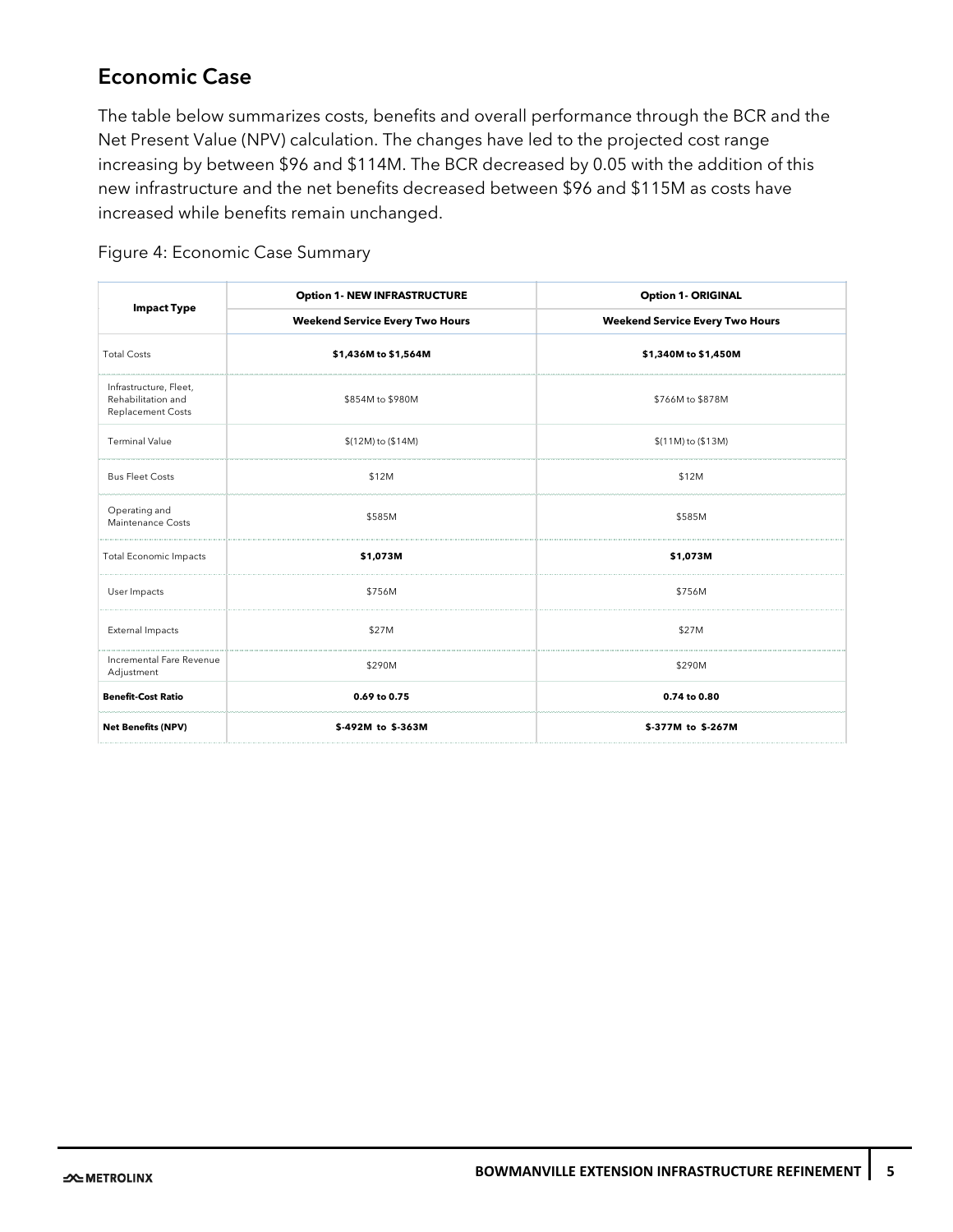## Economic Case

The table below summarizes costs, benefits and overall performance through the BCR and the Net Present Value (NPV) calculation. The changes have led to the projected cost range increasing by between $96 and $114M. The BCR decreased by 0.05 with the addition of this new infrastructure and the net benefits decreased between $96 and $115M as costs have increased while benefits remain unchanged.

Figure 4: Economic Case Summary

| Impact Type | Option 1- NEW INFRASTRUCTURE | Option 1- ORIGINAL |
|---|---|---|
| | **Weekend Service Every Two Hours** | **Weekend Service Every Two Hours** |
| Total Costs | **$1,436M to $1,564M** | **$1,340M to $1,450M** |
| Infrastructure, Fleet, Rehabilitation and Replacement Costs | $854M to $980M | $766M to $878M |
| Terminal Value | $(12M) to ($14M) | $(11M) to ($13M) |
| Bus Fleet Costs | $12M | $12M |
| Operating and Maintenance Costs | $585M | $585M |
| Total Economic Impacts | **$1,073M** | **$1,073M** |
| User Impacts | $756M | $756M |
| External Impacts | $27M | $27M |
| Incremental Fare Revenue Adjustment | $290M | $290M |
| **Benefit-Cost Ratio** | **0.69 to 0.75** | **0.74 to 0.80** |
| **Net Benefits (NPV)** | **$-492M to $-363M** | **$-377M to $-267M** |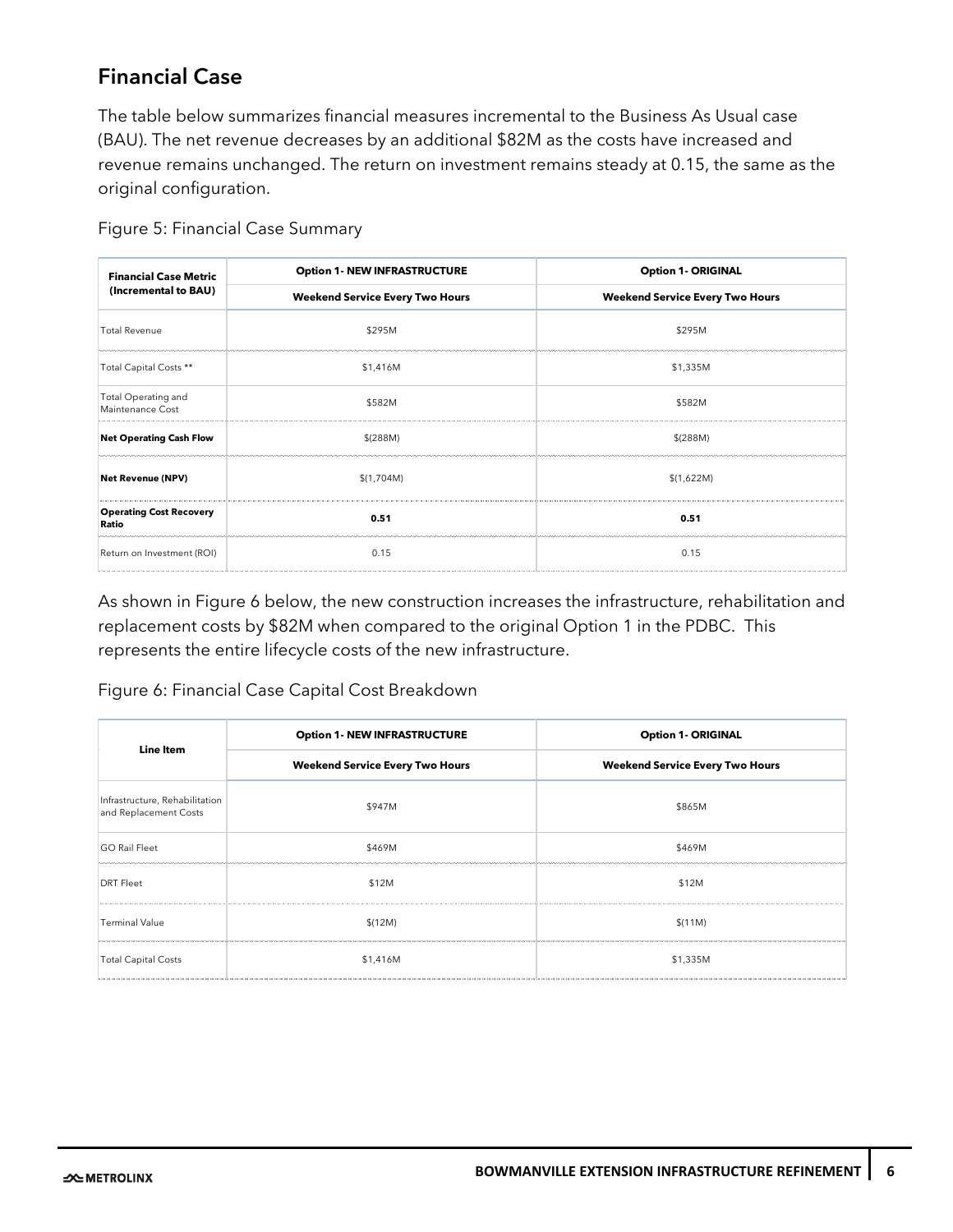## Financial Case

The table below summarizes financial measures incremental to the Business As Usual case (BAU). The net revenue decreases by an additional $82M as the costs have increased and revenue remains unchanged. The return on investment remains steady at 0.15, the same as the original configuration.

Figure 5: Financial Case Summary

| Financial Case Metric (Incremental to BAU) | Option 1- NEW INFRASTRUCTURE | Option 1- ORIGINAL |
|---|---|---|
| | Weekend Service Every Two Hours | Weekend Service Every Two Hours |
| Total Revenue | $295M | $295M |
| Total Capital Costs ** | $1,416M | $1,335M |
| Total Operating and Maintenance Cost | $582M | $582M |
| **Net Operating Cash Flow** | $(288M) | $(288M) |
| **Net Revenue (NPV)** | $(1,704M) | $(1,622M) |
| **Operating Cost Recovery Ratio** | **0.51** | **0.51** |
| Return on Investment (ROI) | 0.15 | 0.15 |

As shown in Figure 6 below, the new construction increases the infrastructure, rehabilitation and replacement costs by $82M when compared to the original Option 1 in the PDBC. This represents the entire lifecycle costs of the new infrastructure.

Figure 6: Financial Case Capital Cost Breakdown

| Line Item | Option 1- NEW INFRASTRUCTURE | Option 1- ORIGINAL |
|---|---|---|
| | Weekend Service Every Two Hours | Weekend Service Every Two Hours |
| Infrastructure, Rehabilitation and Replacement Costs | $947M | $865M |
| GO Rail Fleet | $469M | $469M |
| DRT Fleet | $12M | $12M |
| Terminal Value | $(12M) | $(11M) |
| Total Capital Costs | $1,416M | $1,335M |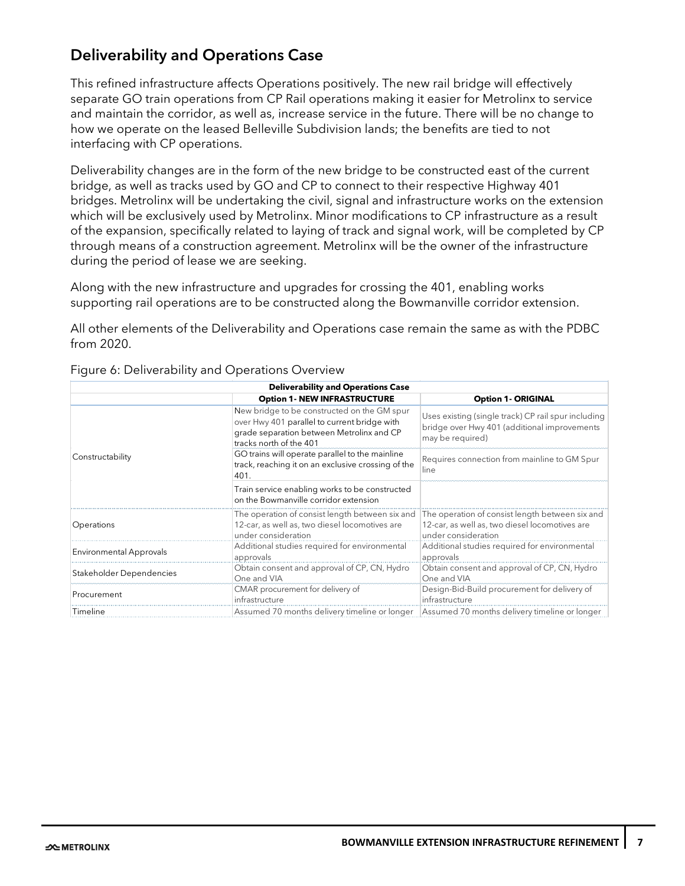## Deliverability and Operations Case

This refined infrastructure affects Operations positively. The new rail bridge will effectively separate GO train operations from CP Rail operations making it easier for Metrolinx to service and maintain the corridor, as well as, increase service in the future. There will be no change to how we operate on the leased Belleville Subdivision lands; the benefits are tied to not interfacing with CP operations.

Deliverability changes are in the form of the new bridge to be constructed east of the current bridge, as well as tracks used by GO and CP to connect to their respective Highway 401 bridges. Metrolinx will be undertaking the civil, signal and infrastructure works on the extension which will be exclusively used by Metrolinx. Minor modifications to CP infrastructure as a result of the expansion, specifically related to laying of track and signal work, will be completed by CP through means of a construction agreement. Metrolinx will be the owner of the infrastructure during the period of lease we are seeking.

Along with the new infrastructure and upgrades for crossing the 401, enabling works supporting rail operations are to be constructed along the Bowmanville corridor extension.

All other elements of the Deliverability and Operations case remain the same as with the PDBC from 2020.

Figure 6: Deliverability and Operations Overview

| Deliverability and Operations Case | | |
|---|---|---|
| | **Option 1- NEW INFRASTRUCTURE** | **Option 1- ORIGINAL** |
| Constructability | New bridge to be constructed on the GM spur over Hwy 401 parallel to current bridge with grade separation between Metrolinx and CP tracks north of the 401 | Uses existing (single track) CP rail spur including bridge over Hwy 401 (additional improvements may be required) |
| | GO trains will operate parallel to the mainline track, reaching it on an exclusive crossing of the 401. | Requires connection from mainline to GM Spur line |
| | Train service enabling works to be constructed on the Bowmanville corridor extension | |
| Operations | The operation of consist length between six and 12-car, as well as, two diesel locomotives are under consideration | The operation of consist length between six and 12-car, as well as, two diesel locomotives are under consideration |
| Environmental Approvals | Additional studies required for environmental approvals | Additional studies required for environmental approvals |
| Stakeholder Dependencies | Obtain consent and approval of CP, CN, Hydro One and VIA | Obtain consent and approval of CP, CN, Hydro One and VIA |
| Procurement | CMAR procurement for delivery of infrastructure | Design-Bid-Build procurement for delivery of infrastructure |
| Timeline | Assumed 70 months delivery timeline or longer | Assumed 70 months delivery timeline or longer |